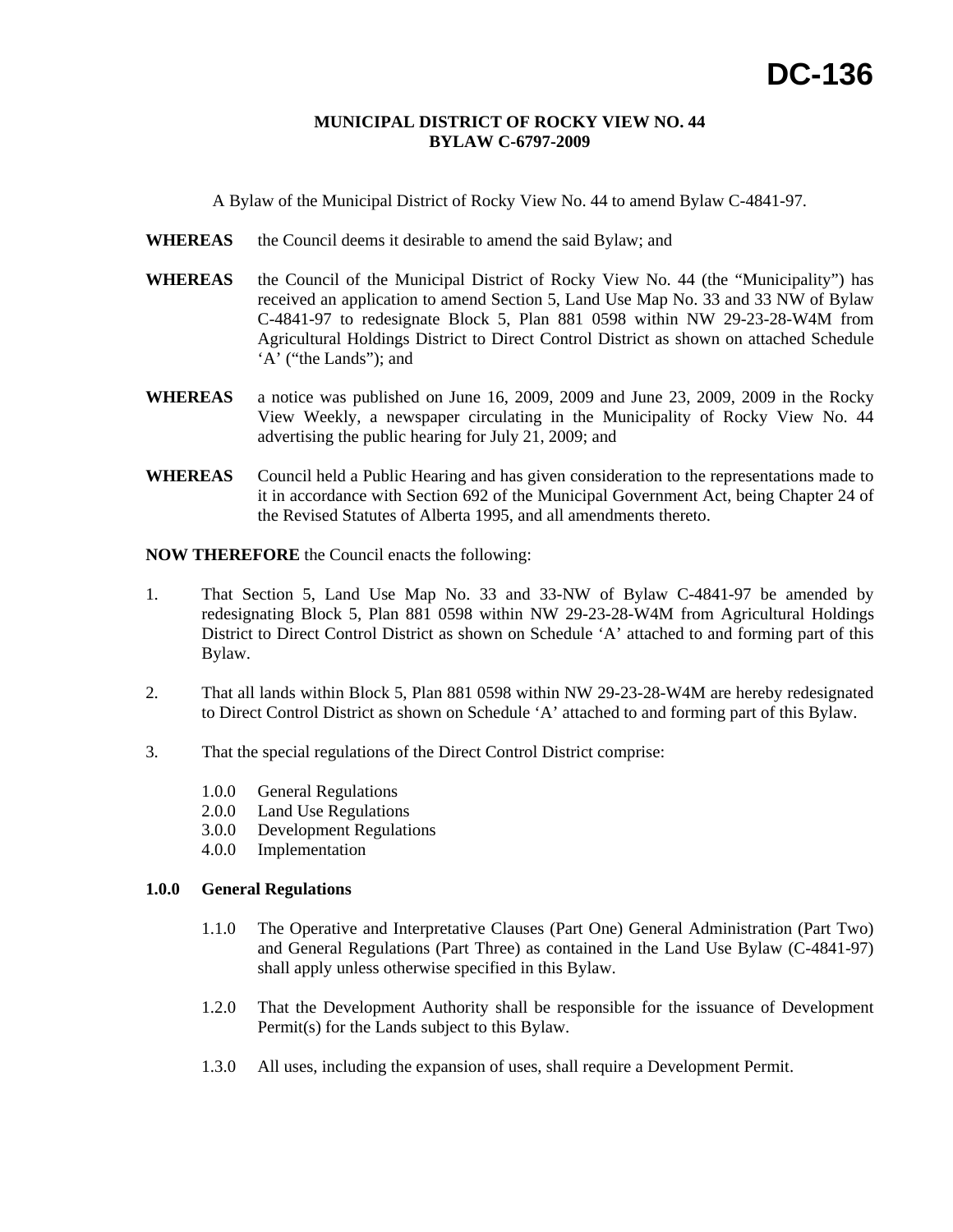# DC-136

**MUNICIPAL DISTRICT OF ROCKY VIEW NO. 44**
**BYLAW C-6797-2009**

A Bylaw of the Municipal District of Rocky View No. 44 to amend Bylaw C-4841-97.

**WHEREAS** the Council deems it desirable to amend the said Bylaw; and

**WHEREAS** the Council of the Municipal District of Rocky View No. 44 (the "Municipality") has received an application to amend Section 5, Land Use Map No. 33 and 33 NW of Bylaw C-4841-97 to redesignate Block 5, Plan 881 0598 within NW 29-23-28-W4M from Agricultural Holdings District to Direct Control District as shown on attached Schedule 'A' ("the Lands"); and

**WHEREAS** a notice was published on June 16, 2009, 2009 and June 23, 2009, 2009 in the Rocky View Weekly, a newspaper circulating in the Municipality of Rocky View No. 44 advertising the public hearing for July 21, 2009; and

**WHEREAS** Council held a Public Hearing and has given consideration to the representations made to it in accordance with Section 692 of the Municipal Government Act, being Chapter 24 of the Revised Statutes of Alberta 1995, and all amendments thereto.

**NOW THEREFORE** the Council enacts the following:

1. That Section 5, Land Use Map No. 33 and 33-NW of Bylaw C-4841-97 be amended by redesignating Block 5, Plan 881 0598 within NW 29-23-28-W4M from Agricultural Holdings District to Direct Control District as shown on Schedule 'A' attached to and forming part of this Bylaw.

2. That all lands within Block 5, Plan 881 0598 within NW 29-23-28-W4M are hereby redesignated to Direct Control District as shown on Schedule 'A' attached to and forming part of this Bylaw.

3. That the special regulations of the Direct Control District comprise:

   1.0.0 General Regulations
   2.0.0 Land Use Regulations
   3.0.0 Development Regulations
   4.0.0 Implementation

**1.0.0 General Regulations**

1.1.0 The Operative and Interpretative Clauses (Part One) General Administration (Part Two) and General Regulations (Part Three) as contained in the Land Use Bylaw (C-4841-97) shall apply unless otherwise specified in this Bylaw.

1.2.0 That the Development Authority shall be responsible for the issuance of Development Permit(s) for the Lands subject to this Bylaw.

1.3.0 All uses, including the expansion of uses, shall require a Development Permit.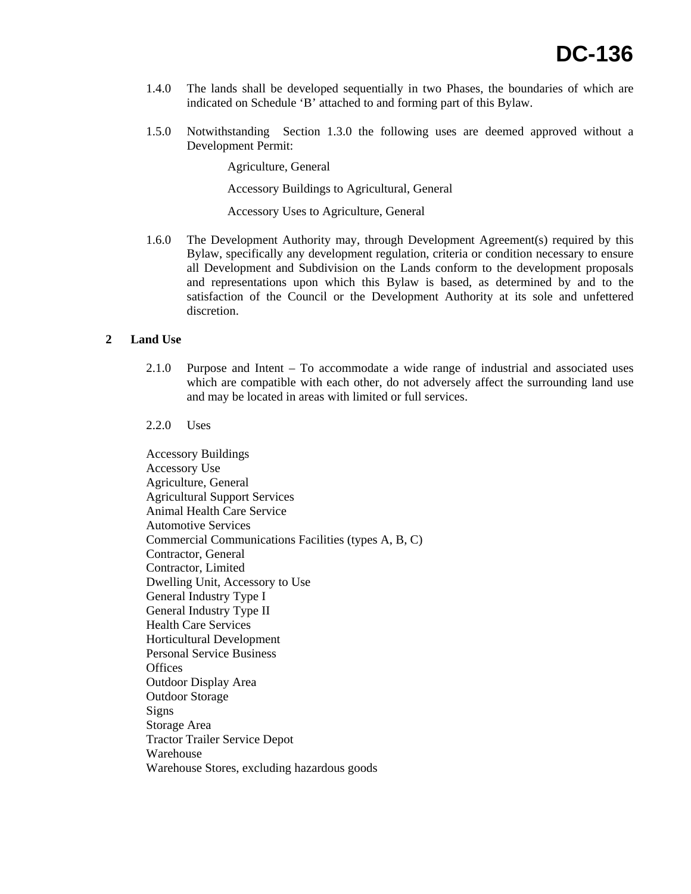1.4.0 The lands shall be developed sequentially in two Phases, the boundaries of which are indicated on Schedule 'B' attached to and forming part of this Bylaw.

1.5.0 Notwithstanding Section 1.3.0 the following uses are deemed approved without a Development Permit:

Agriculture, General

Accessory Buildings to Agricultural, General

Accessory Uses to Agriculture, General

1.6.0 The Development Authority may, through Development Agreement(s) required by this Bylaw, specifically any development regulation, criteria or condition necessary to ensure all Development and Subdivision on the Lands conform to the development proposals and representations upon which this Bylaw is based, as determined by and to the satisfaction of the Council or the Development Authority at its sole and unfettered discretion.

## 2 Land Use

2.1.0 Purpose and Intent – To accommodate a wide range of industrial and associated uses which are compatible with each other, do not adversely affect the surrounding land use and may be located in areas with limited or full services.

2.2.0 Uses

Accessory Buildings
Accessory Use
Agriculture, General
Agricultural Support Services
Animal Health Care Service
Automotive Services
Commercial Communications Facilities (types A, B, C)
Contractor, General
Contractor, Limited
Dwelling Unit, Accessory to Use
General Industry Type I
General Industry Type II
Health Care Services
Horticultural Development
Personal Service Business
Offices
Outdoor Display Area
Outdoor Storage
Signs
Storage Area
Tractor Trailer Service Depot
Warehouse
Warehouse Stores, excluding hazardous goods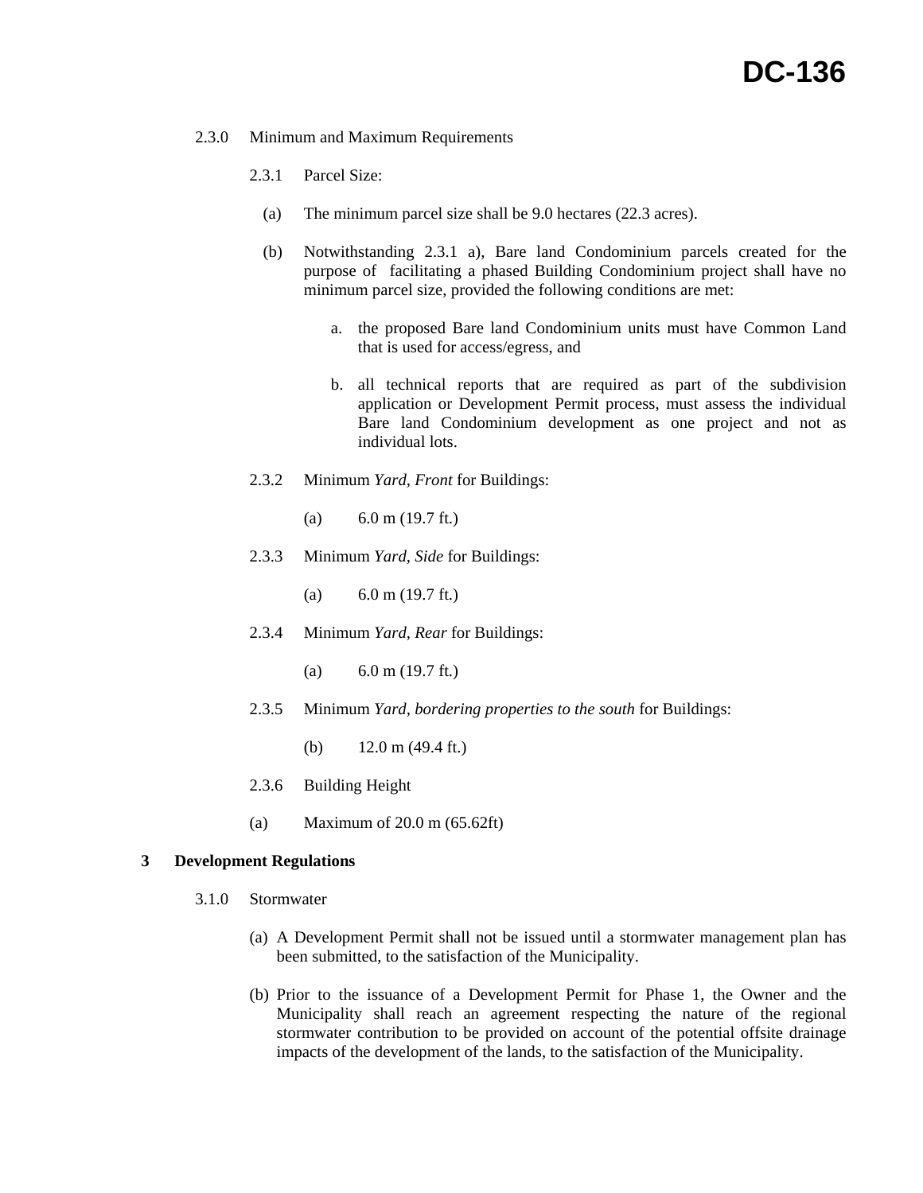2.3.0 Minimum and Maximum Requirements

2.3.1 Parcel Size:

(a) The minimum parcel size shall be 9.0 hectares (22.3 acres).

(b) Notwithstanding 2.3.1 a), Bare land Condominium parcels created for the purpose of facilitating a phased Building Condominium project shall have no minimum parcel size, provided the following conditions are met:

a. the proposed Bare land Condominium units must have Common Land that is used for access/egress, and

b. all technical reports that are required as part of the subdivision application or Development Permit process, must assess the individual Bare land Condominium development as one project and not as individual lots.

2.3.2 Minimum *Yard, Front* for Buildings:

(a) 6.0 m (19.7 ft.)

2.3.3 Minimum *Yard, Side* for Buildings:

(a) 6.0 m (19.7 ft.)

2.3.4 Minimum *Yard, Rear* for Buildings:

(a) 6.0 m (19.7 ft.)

2.3.5 Minimum *Yard, bordering properties to the south* for Buildings:

(b) 12.0 m (49.4 ft.)

2.3.6 Building Height

(a) Maximum of 20.0 m (65.62ft)

## 3 Development Regulations

3.1.0 Stormwater

(a) A Development Permit shall not be issued until a stormwater management plan has been submitted, to the satisfaction of the Municipality.

(b) Prior to the issuance of a Development Permit for Phase 1, the Owner and the Municipality shall reach an agreement respecting the nature of the regional stormwater contribution to be provided on account of the potential offsite drainage impacts of the development of the lands, to the satisfaction of the Municipality.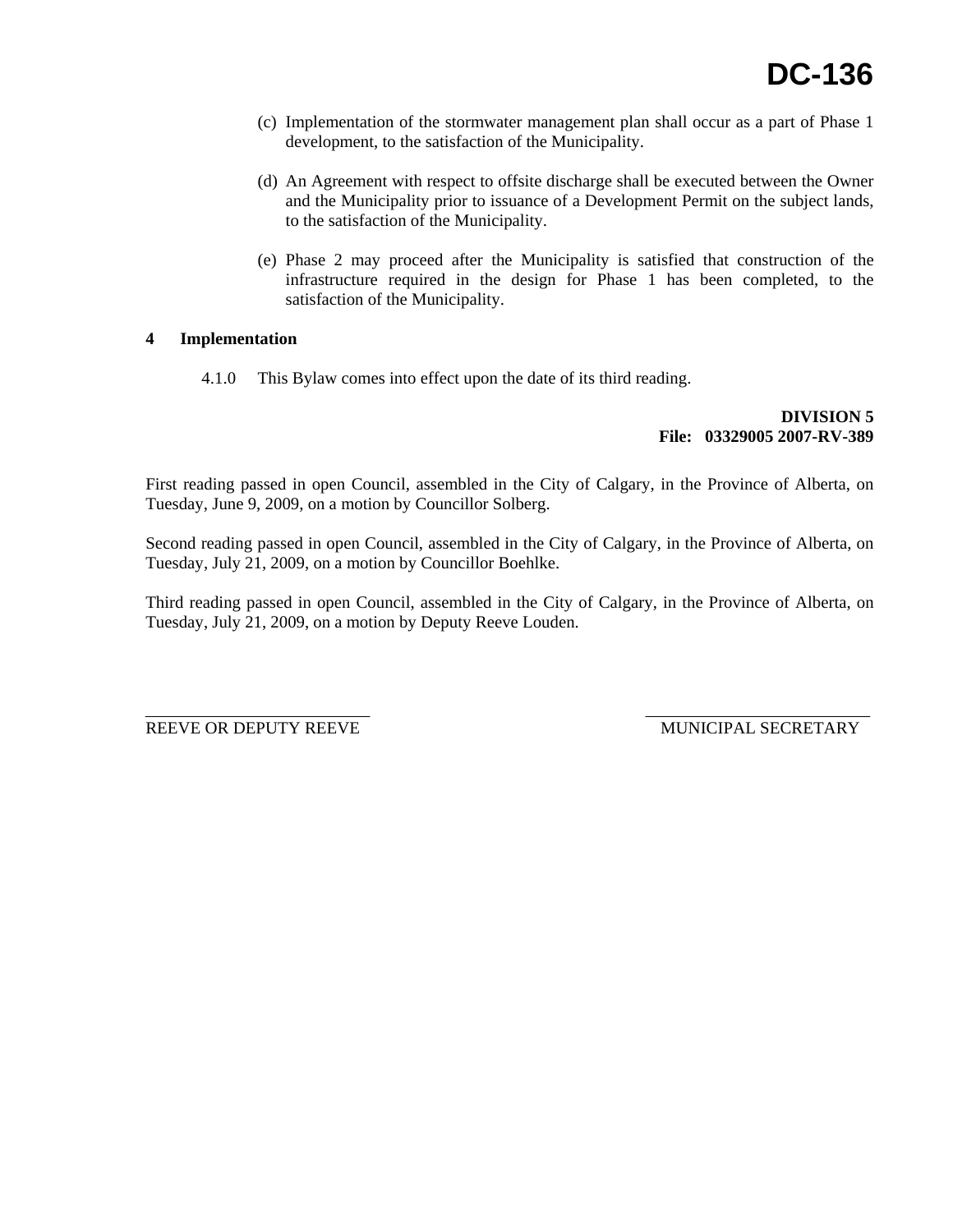(c) Implementation of the stormwater management plan shall occur as a part of Phase 1 development, to the satisfaction of the Municipality.

(d) An Agreement with respect to offsite discharge shall be executed between the Owner and the Municipality prior to issuance of a Development Permit on the subject lands, to the satisfaction of the Municipality.

(e) Phase 2 may proceed after the Municipality is satisfied that construction of the infrastructure required in the design for Phase 1 has been completed, to the satisfaction of the Municipality.

**4 Implementation**

4.1.0 This Bylaw comes into effect upon the date of its third reading.

**DIVISION 5**
**File: 03329005 2007-RV-389**

First reading passed in open Council, assembled in the City of Calgary, in the Province of Alberta, on Tuesday, June 9, 2009, on a motion by Councillor Solberg.

Second reading passed in open Council, assembled in the City of Calgary, in the Province of Alberta, on Tuesday, July 21, 2009, on a motion by Councillor Boehlke.

Third reading passed in open Council, assembled in the City of Calgary, in the Province of Alberta, on Tuesday, July 21, 2009, on a motion by Deputy Reeve Louden.

REEVE OR DEPUTY REEVE

MUNICIPAL SECRETARY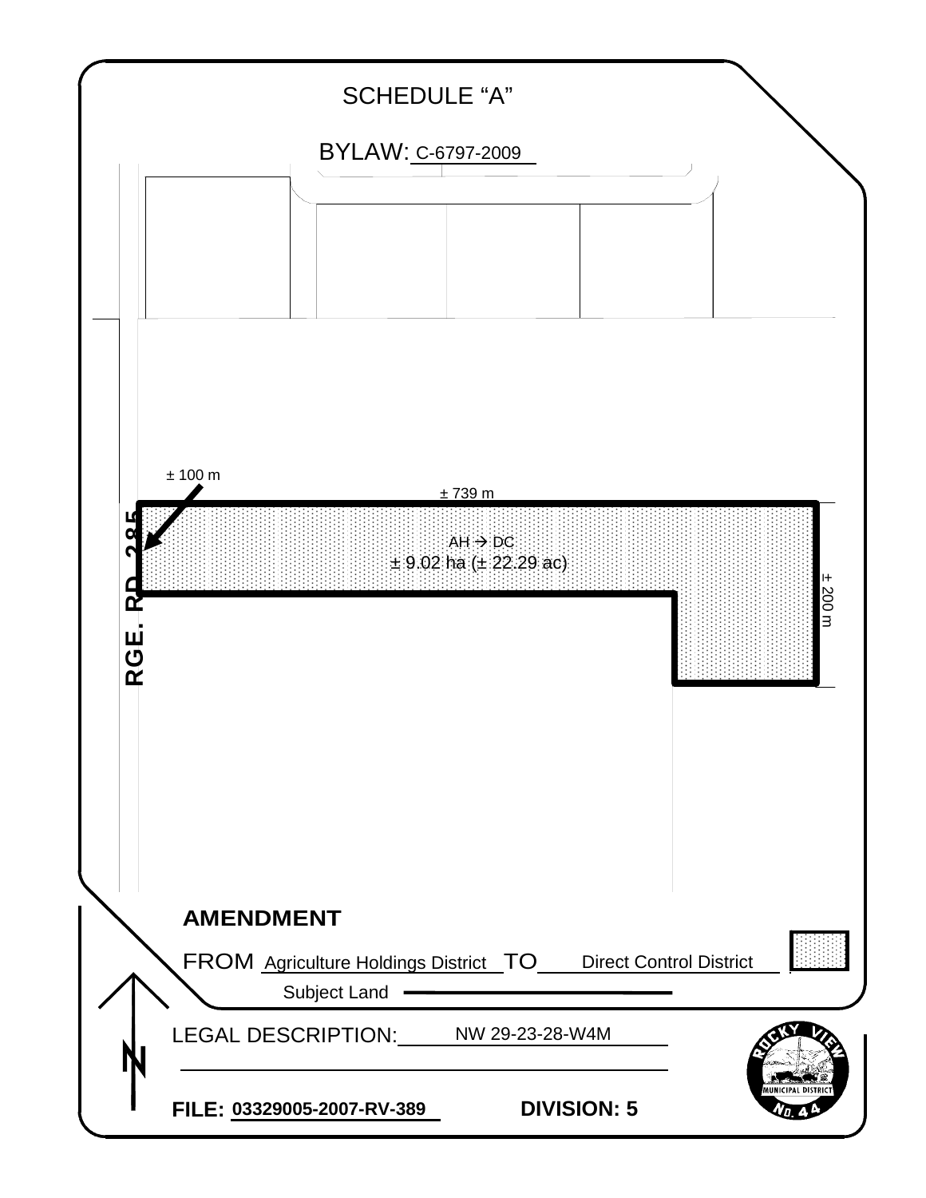# SCHEDULE "A"

BYLAW: C-6797-2009

± 100 m

± 739 m

AH → DC

± 9.02 ha (± 22.29 ac)

± 200 m

RGE. RD. 285

**AMENDMENT**

FROM Agriculture Holdings District TO Direct Control District

Subject Land

LEGAL DESCRIPTION: NW 29-23-28-W4M

**FILE:** 03329005-2007-RV-389 **DIVISION: 5**

ROCKY VIEW MUNICIPAL DISTRICT No. 44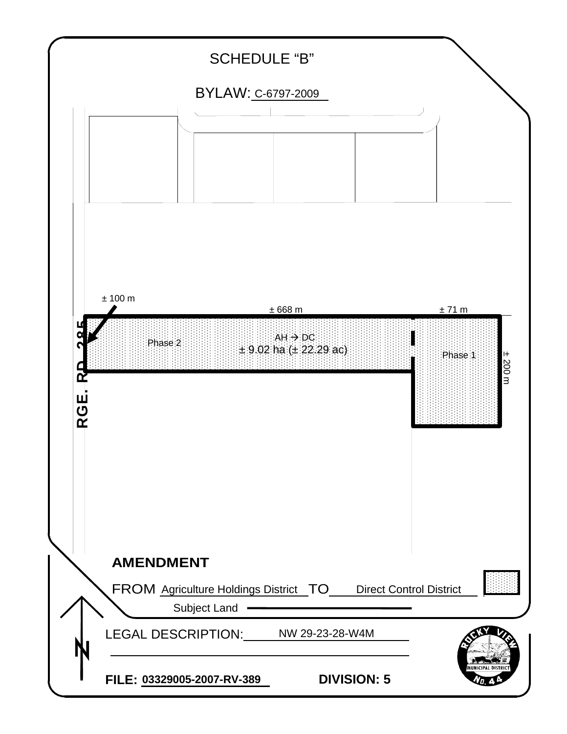# SCHEDULE "B"

BYLAW: C-6797-2009

± 100 m

± 668 m

± 71 m

Phase 2

AH → DC

± 9.02 ha (± 22.29 ac)

Phase 1

± 200 m

RGE. RD. 285

## AMENDMENT

FROM Agriculture Holdings District TO Direct Control District

Subject Land

LEGAL DESCRIPTION: NW 29-23-28-W4M

**FILE: 03329005-2007-RV-389** **DIVISION: 5**